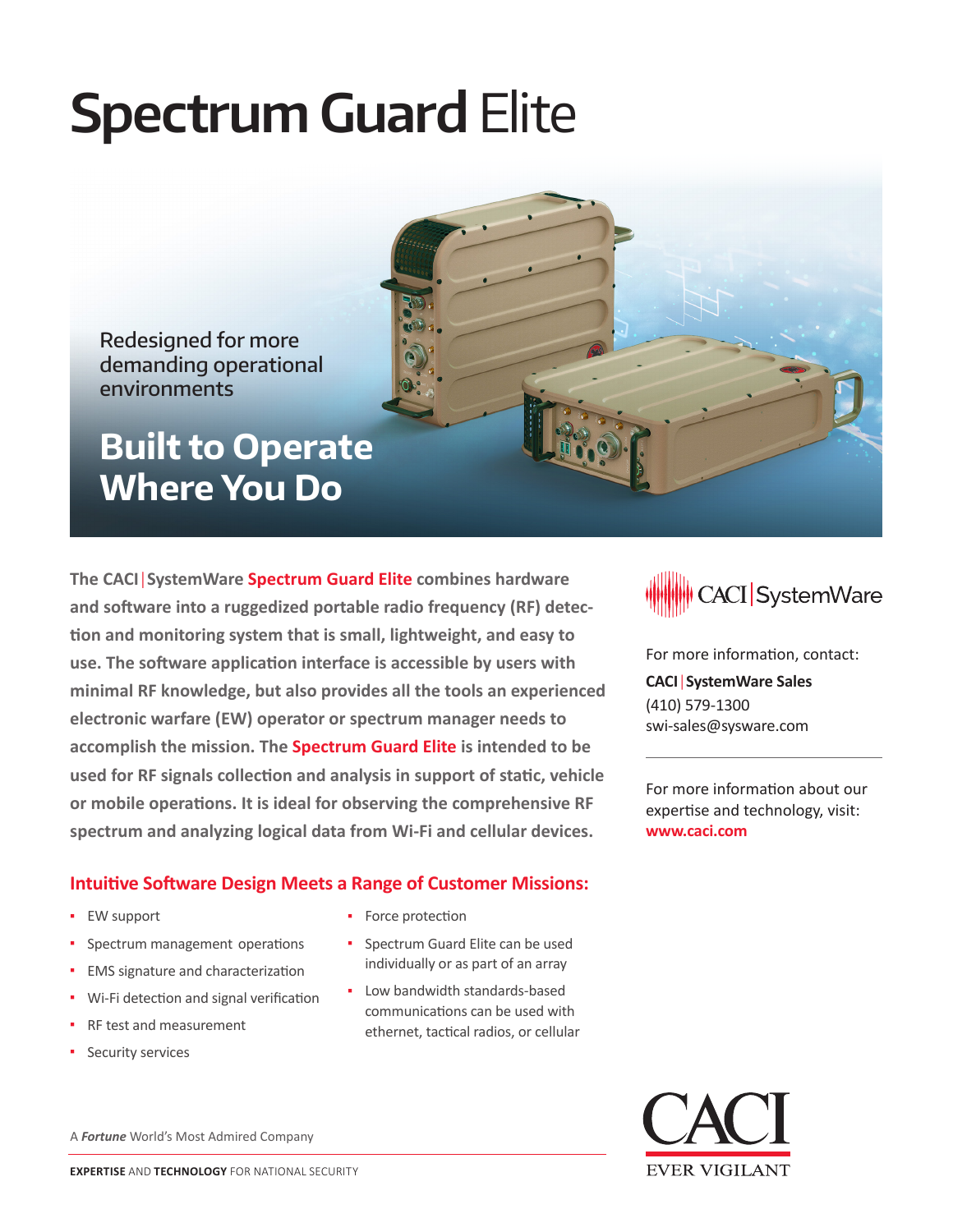# Spectrum Guard Elite

Redesigned for more demanding operational environments

## Built to Operate Where You Do

**The CACI | SystemWare Spectrum Guard Elite combines hardware and software into a ruggedized portable radio frequency (RF) detection and monitoring system that is small, lightweight, and easy to use. The software application interface is accessible by users with minimal RF knowledge, but also provides all the tools an experienced electronic warfare (EW) operator or spectrum manager needs to accomplish the mission. The Spectrum Guard Elite is intended to be used for RF signals collection and analysis in support of static, vehicle or mobile operations. It is ideal for observing the comprehensive RF spectrum and analyzing logical data from Wi-Fi and cellular devices.**

### Intuitive Software Design Meets a Range of Customer Missions:

- EW support
- Spectrum management operations
- EMS signature and characterization
- Wi-Fi detection and signal verification
- RF test and measurement
- Security services
- Force protection
- Spectrum Guard Elite can be used individually or as part of an array
- Low bandwidth standards-based communications can be used with ethernet, tactical radios, or cellular

CACI | SystemWare

For more information, contact:

**CACI | SystemWare Sales**
(410) 579-1300
swi-sales@sysware.com

For more information about our expertise and technology, visit:
**www.caci.com**

A ***Fortune*** World's Most Admired Company

**EXPERTISE** AND **TECHNOLOGY** FOR NATIONAL SECURITY

CACI
EVER VIGILANT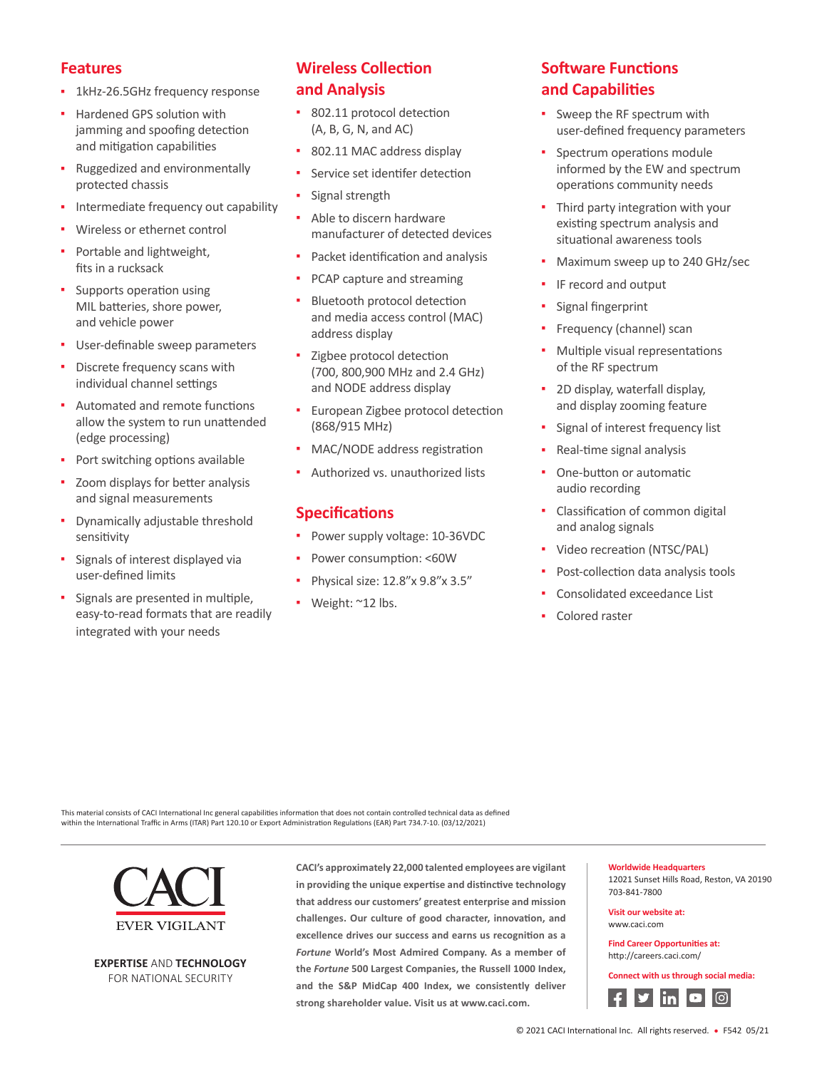## Features

- 1kHz-26.5GHz frequency response
- Hardened GPS solution with jamming and spoofing detection and mitigation capabilities
- Ruggedized and environmentally protected chassis
- Intermediate frequency out capability
- Wireless or ethernet control
- Portable and lightweight, fits in a rucksack
- Supports operation using MIL batteries, shore power, and vehicle power
- User-definable sweep parameters
- Discrete frequency scans with individual channel settings
- Automated and remote functions allow the system to run unattended (edge processing)
- Port switching options available
- Zoom displays for better analysis and signal measurements
- Dynamically adjustable threshold sensitivity
- Signals of interest displayed via user-defined limits
- Signals are presented in multiple, easy-to-read formats that are readily integrated with your needs

## Wireless Collection and Analysis

- 802.11 protocol detection (A, B, G, N, and AC)
- 802.11 MAC address display
- Service set identifer detection
- Signal strength
- Able to discern hardware manufacturer of detected devices
- Packet identification and analysis
- PCAP capture and streaming
- Bluetooth protocol detection and media access control (MAC) address display
- Zigbee protocol detection (700, 800,900 MHz and 2.4 GHz) and NODE address display
- European Zigbee protocol detection (868/915 MHz)
- MAC/NODE address registration
- Authorized vs. unauthorized lists

## Specifications

- Power supply voltage: 10-36VDC
- Power consumption: <60W
- Physical size: 12.8"x 9.8"x 3.5"
- Weight: ~12 lbs.

## Software Functions and Capabilities

- Sweep the RF spectrum with user-defined frequency parameters
- Spectrum operations module informed by the EW and spectrum operations community needs
- Third party integration with your existing spectrum analysis and situational awareness tools
- Maximum sweep up to 240 GHz/sec
- IF record and output
- Signal fingerprint
- Frequency (channel) scan
- Multiple visual representations of the RF spectrum
- 2D display, waterfall display, and display zooming feature
- Signal of interest frequency list
- Real-time signal analysis
- One-button or automatic audio recording
- Classification of common digital and analog signals
- Video recreation (NTSC/PAL)
- Post-collection data analysis tools
- Consolidated exceedance List
- Colored raster

This material consists of CACI International Inc general capabilities information that does not contain controlled technical data as defined within the International Traffic in Arms (ITAR) Part 120.10 or Export Administration Regulations (EAR) Part 734.7-10. (03/12/2021)

CACI
EVER VIGILANT

**EXPERTISE** AND **TECHNOLOGY**
FOR NATIONAL SECURITY

**CACI's approximately 22,000 talented employees are vigilant in providing the unique expertise and distinctive technology that address our customers' greatest enterprise and mission challenges. Our culture of good character, innovation, and excellence drives our success and earns us recognition as a *Fortune* World's Most Admired Company. As a member of the *Fortune* 500 Largest Companies, the Russell 1000 Index, and the S&P MidCap 400 Index, we consistently deliver strong shareholder value. Visit us at www.caci.com.**

**Worldwide Headquarters**
12021 Sunset Hills Road, Reston, VA 20190
703-841-7800

**Visit our website at:**
www.caci.com

**Find Career Opportunities at:**
http://careers.caci.com/

**Connect with us through social media:**

© 2021 CACI International Inc. All rights reserved. • F542 05/21